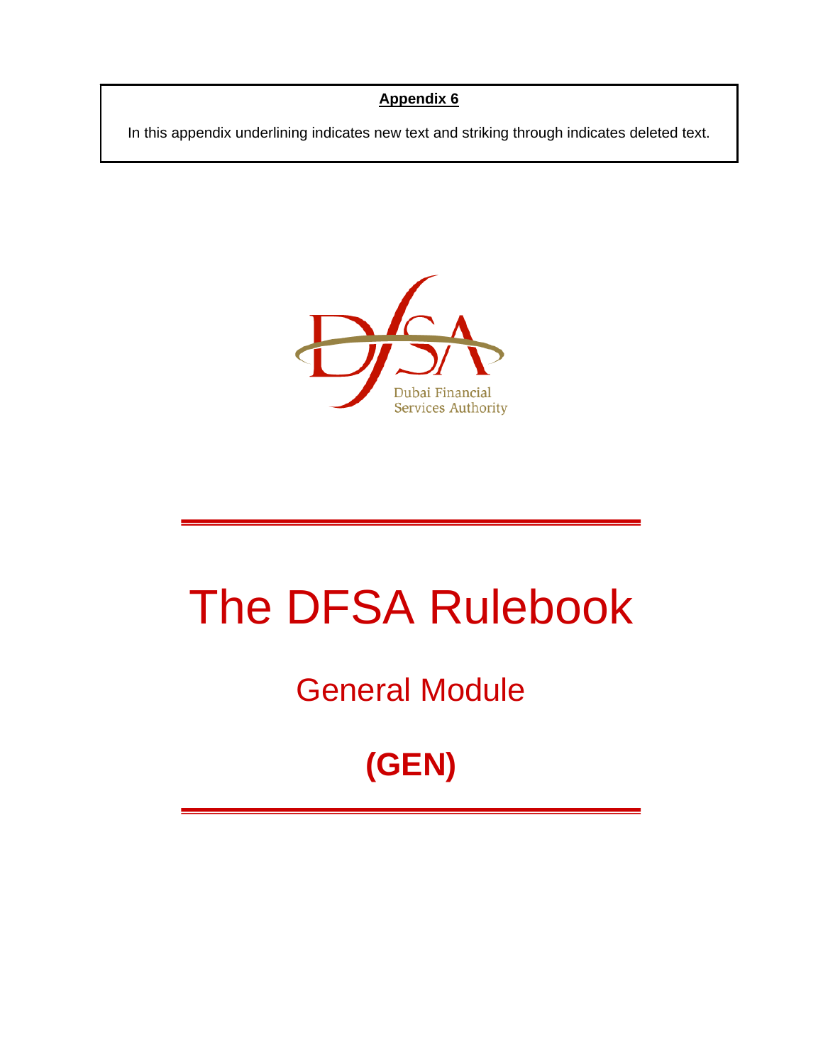**Appendix 6**

In this appendix underlining indicates new text and striking through indicates deleted text.

Dubai Financial Services Authority

# The DFSA Rulebook

## General Module

## (GEN)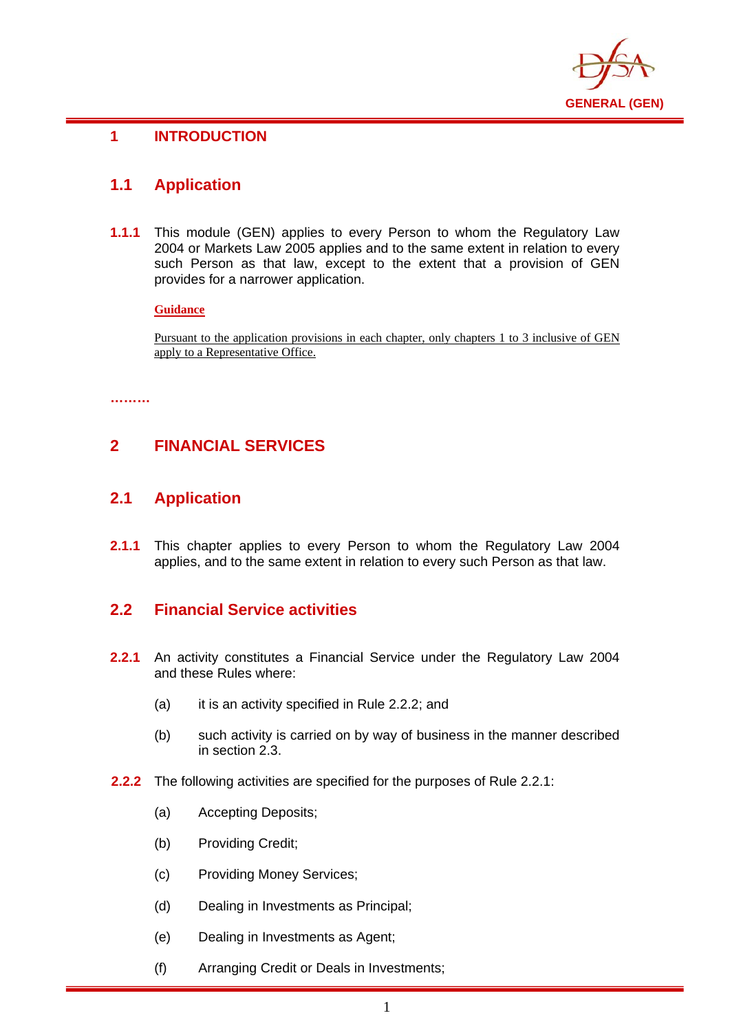# 1 INTRODUCTION

## 1.1 Application

**1.1.1** This module (GEN) applies to every Person to whom the Regulatory Law 2004 or Markets Law 2005 applies and to the same extent in relation to every such Person as that law, except to the extent that a provision of GEN provides for a narrower application.

<u>**Guidance**</u>

<u>Pursuant to the application provisions in each chapter, only chapters 1 to 3 inclusive of GEN apply to a Representative Office.</u>

**………**

# 2 FINANCIAL SERVICES

## 2.1 Application

**2.1.1** This chapter applies to every Person to whom the Regulatory Law 2004 applies, and to the same extent in relation to every such Person as that law.

## 2.2 Financial Service activities

**2.2.1** An activity constitutes a Financial Service under the Regulatory Law 2004 and these Rules where:

(a) it is an activity specified in Rule 2.2.2; and

(b) such activity is carried on by way of business in the manner described in section 2.3.

**2.2.2** The following activities are specified for the purposes of Rule 2.2.1:

(a) Accepting Deposits;

(b) Providing Credit;

(c) Providing Money Services;

(d) Dealing in Investments as Principal;

(e) Dealing in Investments as Agent;

(f) Arranging Credit or Deals in Investments;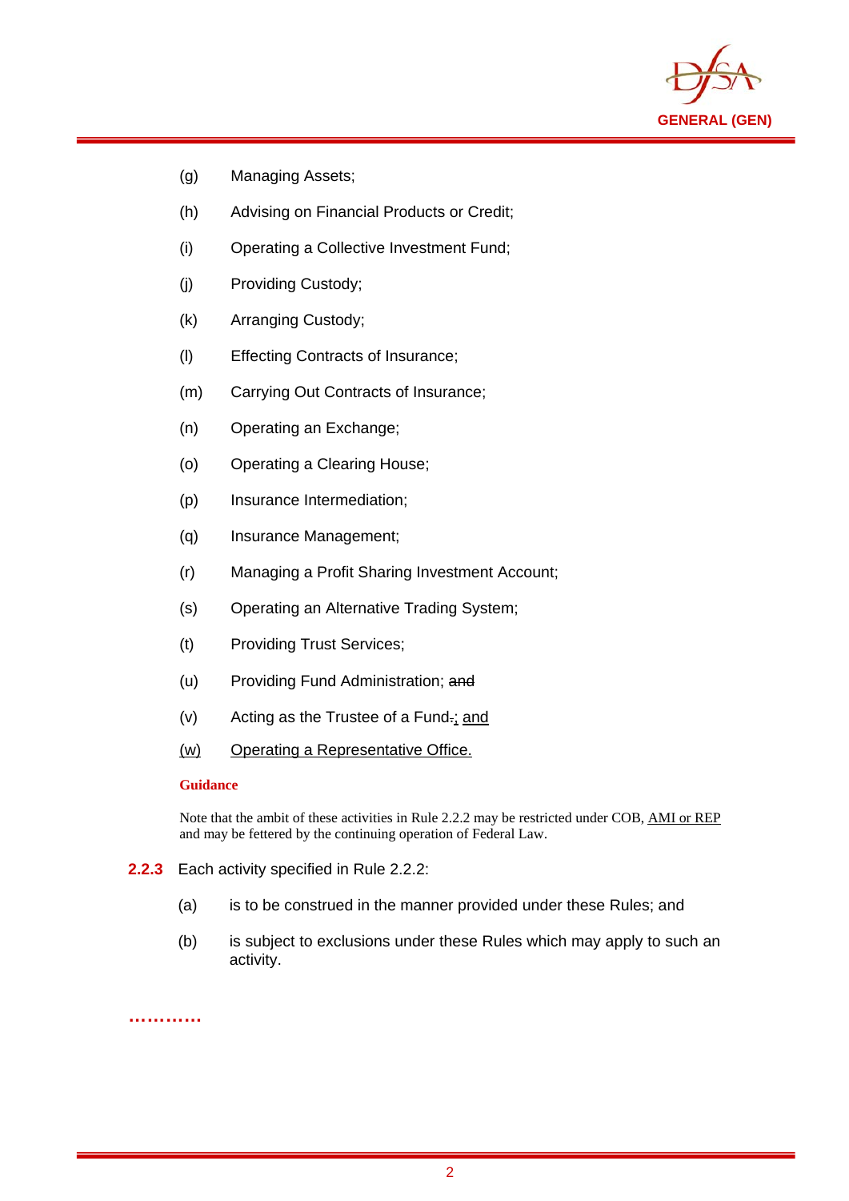(g) Managing Assets;

(h) Advising on Financial Products or Credit;

(i) Operating a Collective Investment Fund;

(j) Providing Custody;

(k) Arranging Custody;

(l) Effecting Contracts of Insurance;

(m) Carrying Out Contracts of Insurance;

(n) Operating an Exchange;

(o) Operating a Clearing House;

(p) Insurance Intermediation;

(q) Insurance Management;

(r) Managing a Profit Sharing Investment Account;

(s) Operating an Alternative Trading System;

(t) Providing Trust Services;

(u) Providing Fund Administration; ~~and~~

(v) Acting as the Trustee of a Fund~~.~~; <u>and</u>

<u>(w)</u> <u>Operating a Representative Office.</u>

**Guidance**

Note that the ambit of these activities in Rule 2.2.2 may be restricted under COB, <u>AMI or REP</u> and may be fettered by the continuing operation of Federal Law.

**2.2.3** Each activity specified in Rule 2.2.2:

(a) is to be construed in the manner provided under these Rules; and

(b) is subject to exclusions under these Rules which may apply to such an activity.

**…………**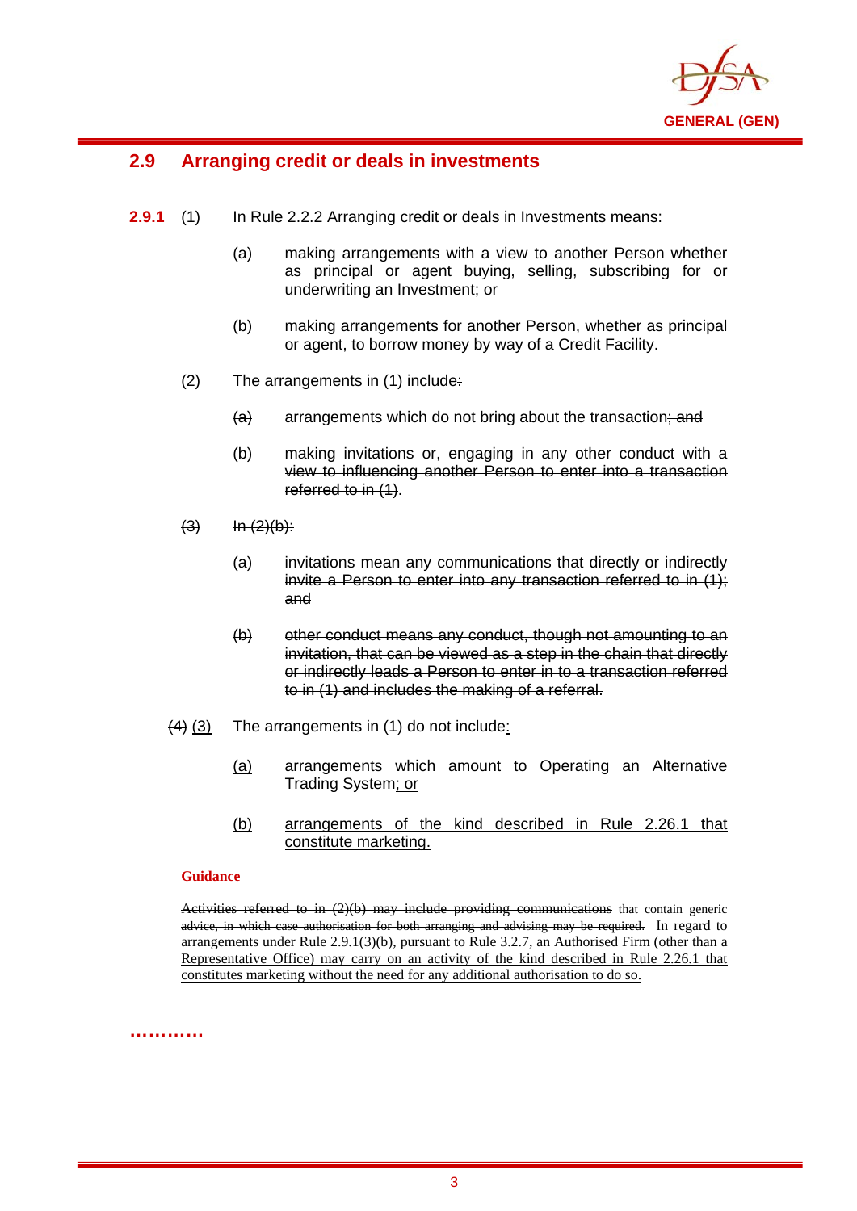## 2.9 Arranging credit or deals in investments

**2.9.1** (1) In Rule 2.2.2 Arranging credit or deals in Investments means:

(a) making arrangements with a view to another Person whether as principal or agent buying, selling, subscribing for or underwriting an Investment; or

(b) making arrangements for another Person, whether as principal or agent, to borrow money by way of a Credit Facility.

(2) The arrangements in (1) include~~:~~

~~(a)~~ arrangements which do not bring about the transaction~~; and~~

~~(b) making invitations or, engaging in any other conduct with a view to influencing another Person to enter into a transaction referred to in (1)~~.

~~(3) In (2)(b):~~

~~(a) invitations mean any communications that directly or indirectly invite a Person to enter into any transaction referred to in (1); and~~

~~(b) other conduct means any conduct, though not amounting to an invitation, that can be viewed as a step in the chain that directly or indirectly leads a Person to enter in to a transaction referred to in (1) and includes the making of a referral.~~

~~(4)~~ <u>(3)</u> The arrangements in (1) do not include<u>:</u>

<u>(a)</u> arrangements which amount to Operating an Alternative Trading System<u>; or</u>

<u>(b)</u> <u>arrangements of the kind described in Rule 2.26.1 that constitute marketing.</u>

**Guidance**

~~Activities referred to in (2)(b) may include providing communications that contain generic advice, in which case authorisation for both arranging and advising may be required.~~ <u>In regard to arrangements under Rule 2.9.1(3)(b), pursuant to Rule 3.2.7, an Authorised Firm (other than a Representative Office) may carry on an activity of the kind described in Rule 2.26.1 that constitutes marketing without the need for any additional authorisation to do so.</u>

**…………**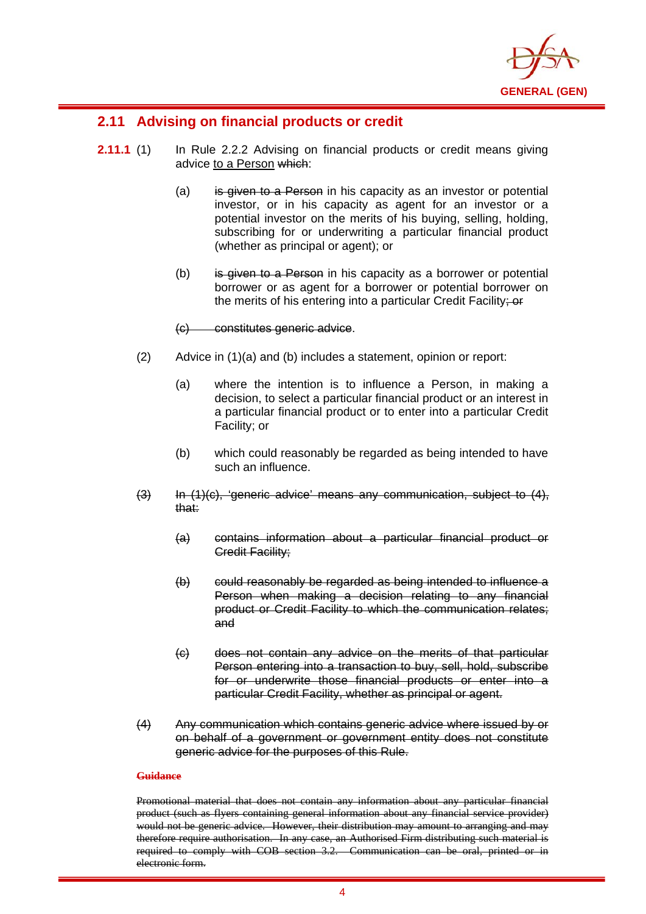## 2.11 Advising on financial products or credit

**2.11.1** (1) In Rule 2.2.2 Advising on financial products or credit means giving advice <ins>to a Person</ins> ~~which~~:

(a) ~~is given to a Person~~ in his capacity as an investor or potential investor, or in his capacity as agent for an investor or a potential investor on the merits of his buying, selling, holding, subscribing for or underwriting a particular financial product (whether as principal or agent); or

(b) ~~is given to a Person~~ in his capacity as a borrower or potential borrower or as agent for a borrower or potential borrower on the merits of his entering into a particular Credit Facility~~; or~~

~~(c) constitutes generic advice~~.

(2) Advice in (1)(a) and (b) includes a statement, opinion or report:

(a) where the intention is to influence a Person, in making a decision, to select a particular financial product or an interest in a particular financial product or to enter into a particular Credit Facility; or

(b) which could reasonably be regarded as being intended to have such an influence.

~~(3) In (1)(c), 'generic advice' means any communication, subject to (4), that:~~

~~(a) contains information about a particular financial product or Credit Facility;~~

~~(b) could reasonably be regarded as being intended to influence a Person when making a decision relating to any financial product or Credit Facility to which the communication relates; and~~

~~(c) does not contain any advice on the merits of that particular Person entering into a transaction to buy, sell, hold, subscribe for or underwrite those financial products or enter into a particular Credit Facility, whether as principal or agent.~~

~~(4) Any communication which contains generic advice where issued by or on behalf of a government or government entity does not constitute generic advice for the purposes of this Rule.~~

~~**Guidance**~~

~~Promotional material that does not contain any information about any particular financial product (such as flyers containing general information about any financial service provider) would not be generic advice. However, their distribution may amount to arranging and may therefore require authorisation. In any case, an Authorised Firm distributing such material is required to comply with COB section 3.2. Communication can be oral, printed or in electronic form.~~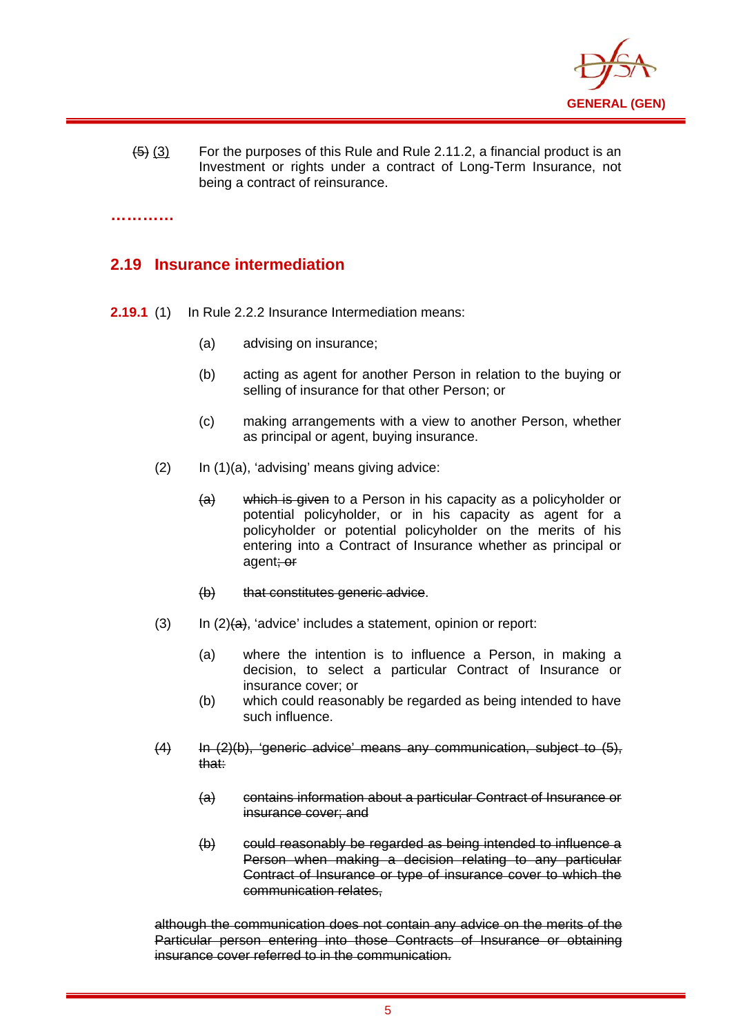~~(5)~~ <u>(3)</u> For the purposes of this Rule and Rule 2.11.2, a financial product is an Investment or rights under a contract of Long-Term Insurance, not being a contract of reinsurance.

**…………**

## 2.19 Insurance intermediation

**2.19.1** (1) In Rule 2.2.2 Insurance Intermediation means:

(a) advising on insurance;

(b) acting as agent for another Person in relation to the buying or selling of insurance for that other Person; or

(c) making arrangements with a view to another Person, whether as principal or agent, buying insurance.

(2) In (1)(a), 'advising' means giving advice:

~~(a)~~ ~~which is given~~ to a Person in his capacity as a policyholder or potential policyholder, or in his capacity as agent for a policyholder or potential policyholder on the merits of his entering into a Contract of Insurance whether as principal or agent~~; or~~

~~(b)~~ ~~that constitutes generic advice~~.

(3) In (2)~~(a)~~, 'advice' includes a statement, opinion or report:

(a) where the intention is to influence a Person, in making a decision, to select a particular Contract of Insurance or insurance cover; or

(b) which could reasonably be regarded as being intended to have such influence.

~~(4)~~ ~~In (2)(b), 'generic advice' means any communication, subject to (5), that:~~

~~(a)~~ ~~contains information about a particular Contract of Insurance or insurance cover; and~~

~~(b)~~ ~~could reasonably be regarded as being intended to influence a Person when making a decision relating to any particular Contract of Insurance or type of insurance cover to which the communication relates,~~

~~although the communication does not contain any advice on the merits of the Particular person entering into those Contracts of Insurance or obtaining insurance cover referred to in the communication.~~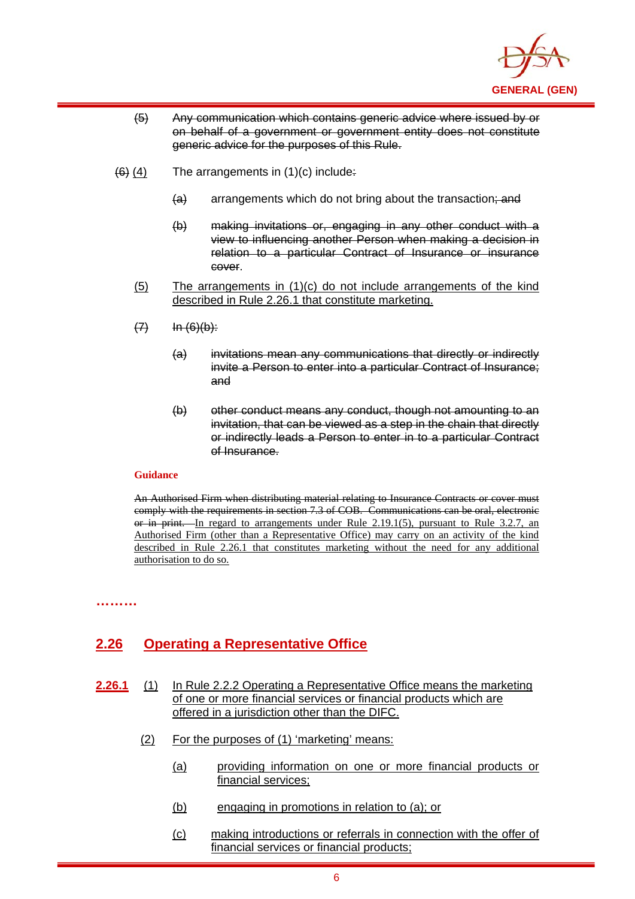~~(5)~~ ~~Any communication which contains generic advice where issued by or on behalf of a government or government entity does not constitute generic advice for the purposes of this Rule.~~

~~(6)~~ <u>(4)</u> The arrangements in (1)(c) include~~:~~

~~(a)~~ arrangements which do not bring about the transaction~~; and~~

~~(b)~~ ~~making invitations or, engaging in any other conduct with a view to influencing another Person when making a decision in relation to a particular Contract of Insurance or insurance cover~~.

<u>(5)</u> <u>The arrangements in (1)(c) do not include arrangements of the kind described in Rule 2.26.1 that constitute marketing.</u>

~~(7)~~ ~~In (6)(b):~~

~~(a)~~ ~~invitations mean any communications that directly or indirectly invite a Person to enter into a particular Contract of Insurance; and~~

~~(b)~~ ~~other conduct means any conduct, though not amounting to an invitation, that can be viewed as a step in the chain that directly or indirectly leads a Person to enter in to a particular Contract of Insurance.~~

**Guidance**

~~An Authorised Firm when distributing material relating to Insurance Contracts or cover must comply with the requirements in section 7.3 of COB. Communications can be oral, electronic or in print.~~ <u>In regard to arrangements under Rule 2.19.1(5), pursuant to Rule 3.2.7, an Authorised Firm (other than a Representative Office) may carry on an activity of the kind described in Rule 2.26.1 that constitutes marketing without the need for any additional authorisation to do so.</u>

………

## <u>2.26 Operating a Representative Office</u>

**<u>2.26.1</u>** <u>(1)</u> <u>In Rule 2.2.2 Operating a Representative Office means the marketing of one or more financial services or financial products which are offered in a jurisdiction other than the DIFC.</u>

<u>(2)</u> <u>For the purposes of (1) 'marketing' means:</u>

<u>(a)</u> <u>providing information on one or more financial products or financial services;</u>

<u>(b)</u> <u>engaging in promotions in relation to (a); or</u>

<u>(c)</u> <u>making introductions or referrals in connection with the offer of financial services or financial products;</u>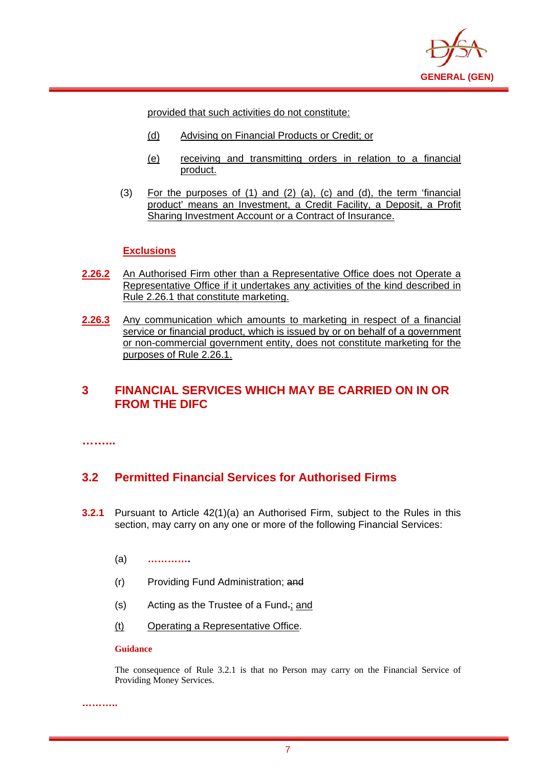provided that such activities do not constitute:

(d) Advising on Financial Products or Credit; or

(e) receiving and transmitting orders in relation to a financial product.

(3) For the purposes of (1) and (2) (a), (c) and (d), the term 'financial product' means an Investment, a Credit Facility, a Deposit, a Profit Sharing Investment Account or a Contract of Insurance.

**Exclusions**

**2.26.2** An Authorised Firm other than a Representative Office does not Operate a Representative Office if it undertakes any activities of the kind described in Rule 2.26.1 that constitute marketing.

**2.26.3** Any communication which amounts to marketing in respect of a financial service or financial product, which is issued by or on behalf of a government or non-commercial government entity, does not constitute marketing for the purposes of Rule 2.26.1.

# 3 FINANCIAL SERVICES WHICH MAY BE CARRIED ON IN OR FROM THE DIFC

**……...**

## 3.2 Permitted Financial Services for Authorised Firms

**3.2.1** Pursuant to Article 42(1)(a) an Authorised Firm, subject to the Rules in this section, may carry on any one or more of the following Financial Services:

(a) **…………**

(r) Providing Fund Administration; ~~and~~

(s) Acting as the Trustee of a Fund~~.~~; and

(t) Operating a Representative Office.

**Guidance**

The consequence of Rule 3.2.1 is that no Person may carry on the Financial Service of Providing Money Services.

**……….**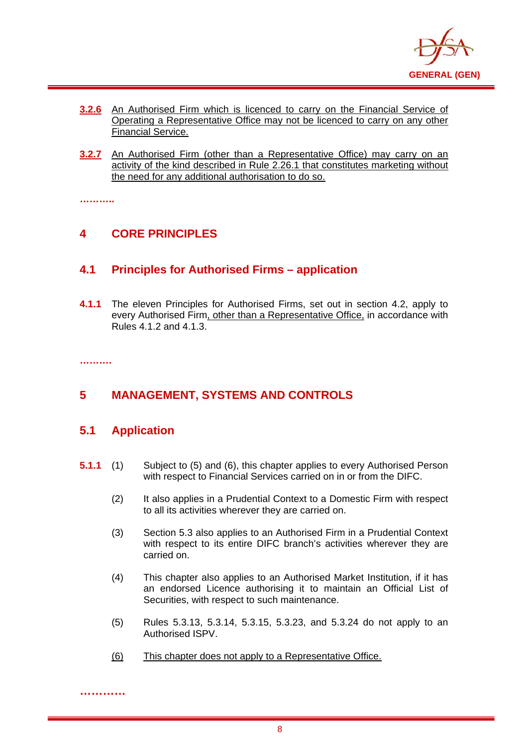**3.2.6** An Authorised Firm which is licenced to carry on the Financial Service of Operating a Representative Office may not be licenced to carry on any other Financial Service.

**3.2.7** An Authorised Firm (other than a Representative Office) may carry on an activity of the kind described in Rule 2.26.1 that constitutes marketing without the need for any additional authorisation to do so.

..........

# 4 CORE PRINCIPLES

## 4.1 Principles for Authorised Firms – application

**4.1.1** The eleven Principles for Authorised Firms, set out in section 4.2, apply to every Authorised Firm, other than a Representative Office, in accordance with Rules 4.1.2 and 4.1.3.

.........

# 5 MANAGEMENT, SYSTEMS AND CONTROLS

## 5.1 Application

**5.1.1** (1) Subject to (5) and (6), this chapter applies to every Authorised Person with respect to Financial Services carried on in or from the DIFC.

(2) It also applies in a Prudential Context to a Domestic Firm with respect to all its activities wherever they are carried on.

(3) Section 5.3 also applies to an Authorised Firm in a Prudential Context with respect to its entire DIFC branch's activities wherever they are carried on.

(4) This chapter also applies to an Authorised Market Institution, if it has an endorsed Licence authorising it to maintain an Official List of Securities, with respect to such maintenance.

(5) Rules 5.3.13, 5.3.14, 5.3.15, 5.3.23, and 5.3.24 do not apply to an Authorised ISPV.

(6) This chapter does not apply to a Representative Office.

...........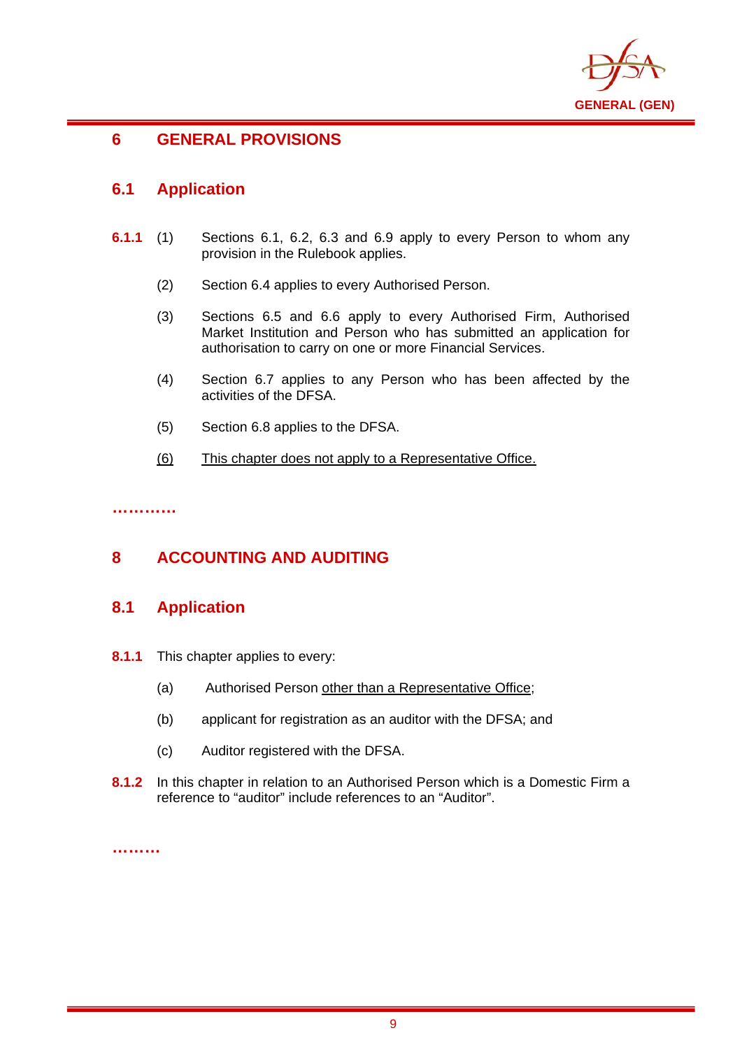# 6 GENERAL PROVISIONS

## 6.1 Application

**6.1.1** (1) Sections 6.1, 6.2, 6.3 and 6.9 apply to every Person to whom any provision in the Rulebook applies.

(2) Section 6.4 applies to every Authorised Person.

(3) Sections 6.5 and 6.6 apply to every Authorised Firm, Authorised Market Institution and Person who has submitted an application for authorisation to carry on one or more Financial Services.

(4) Section 6.7 applies to any Person who has been affected by the activities of the DFSA.

(5) Section 6.8 applies to the DFSA.

<u>(6)</u> <u>This chapter does not apply to a Representative Office.</u>

**…………**

# 8 ACCOUNTING AND AUDITING

## 8.1 Application

**8.1.1** This chapter applies to every:

(a) Authorised Person <u>other than a Representative Office</u>;

(b) applicant for registration as an auditor with the DFSA; and

(c) Auditor registered with the DFSA.

**8.1.2** In this chapter in relation to an Authorised Person which is a Domestic Firm a reference to "auditor" include references to an "Auditor".

**………**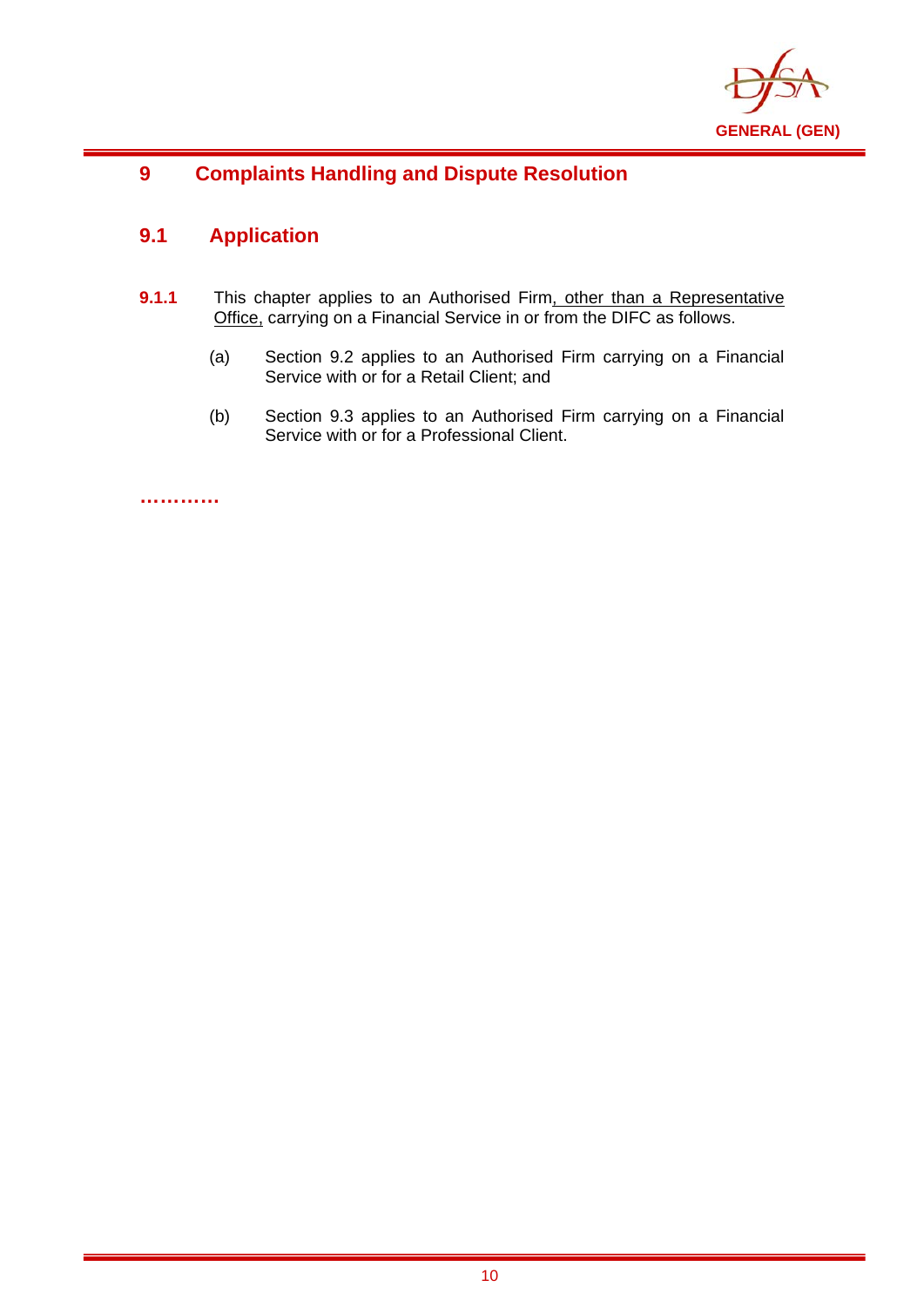## 9 Complaints Handling and Dispute Resolution

### 9.1 Application

**9.1.1** This chapter applies to an Authorised Firm, other than a Representative Office, carrying on a Financial Service in or from the DIFC as follows.

(a) Section 9.2 applies to an Authorised Firm carrying on a Financial Service with or for a Retail Client; and

(b) Section 9.3 applies to an Authorised Firm carrying on a Financial Service with or for a Professional Client.

**…………**